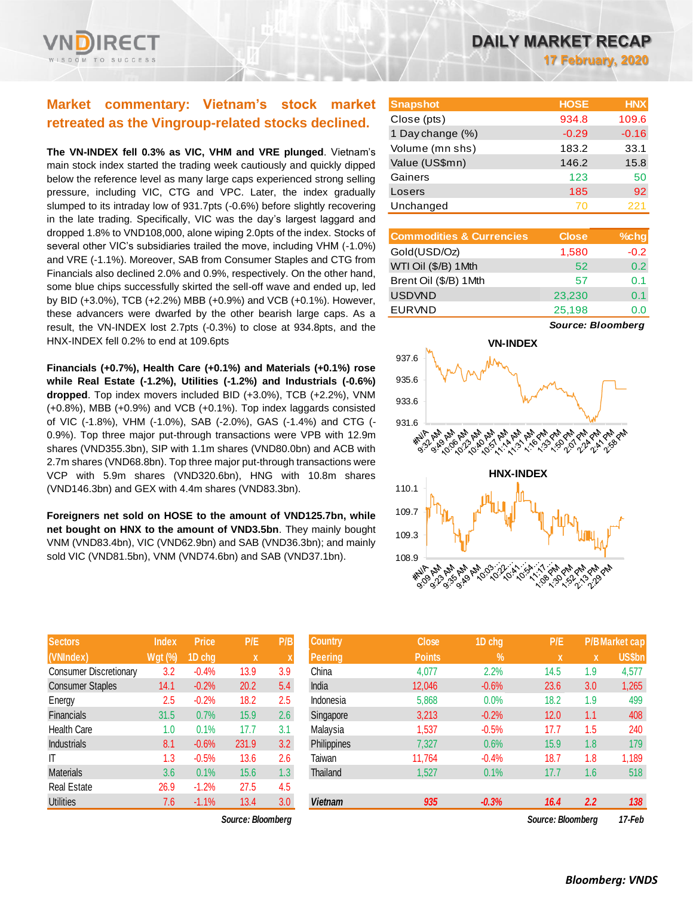# DAILY MARKET RECAP

17 February, 2020

## Market commentary: Vietnam's stock market retreated as the Vingroup-related stocks declined.

**The VN-INDEX fell 0.3% as VIC, VHM and VRE plunged**. Vietnam's main stock index started the trading week cautiously and quickly dipped below the reference level as many large caps experienced strong selling pressure, including VIC, CTG and VPC. Later, the index gradually slumped to its intraday low of 931.7pts (-0.6%) before slightly recovering in the late trading. Specifically, VIC was the day's largest laggard and dropped 1.8% to VND108,000, alone wiping 2.0pts of the index. Stocks of several other VIC's subsidiaries trailed the move, including VHM (-1.0%) and VRE (-1.1%). Moreover, SAB from Consumer Staples and CTG from Financials also declined 2.0% and 0.9%, respectively. On the other hand, some blue chips successfully skirted the sell-off wave and ended up, led by BID (+3.0%), TCB (+2.2%) MBB (+0.9%) and VCB (+0.1%). However, these advancers were dwarfed by the other bearish large caps. As a result, the VN-INDEX lost 2.7pts (-0.3%) to close at 934.8pts, and the HNX-INDEX fell 0.2% to end at 109.6pts

**Financials (+0.7%), Health Care (+0.1%) and Materials (+0.1%) rose while Real Estate (-1.2%), Utilities (-1.2%) and Industrials (-0.6%) dropped**. Top index movers included BID (+3.0%), TCB (+2.2%), VNM (+0.8%), MBB (+0.9%) and VCB (+0.1%). Top index laggards consisted of VIC (-1.8%), VHM (-1.0%), SAB (-2.0%), GAS (-1.4%) and CTG (-0.9%). Top three major put-through transactions were VPB with 12.9m shares (VND355.3bn), SIP with 1.1m shares (VND80.0bn) and ACB with 2.7m shares (VND68.8bn). Top three major put-through transactions were VCP with 5.9m shares (VND320.6bn), HNG with 10.8m shares (VND146.3bn) and GEX with 4.4m shares (VND83.3bn).

**Foreigners net sold on HOSE to the amount of VND125.7bn, while net bought on HNX to the amount of VND3.5bn**. They mainly bought VNM (VND83.4bn), VIC (VND62.9bn) and SAB (VND36.3bn); and mainly sold VIC (VND81.5bn), VNM (VND74.6bn) and SAB (VND37.1bn).

| Snapshot | HOSE | HNX |
|---|---|---|
| Close (pts) | 934.8 | 109.6 |
| 1 Day change (%) | -0.29 | -0.16 |
| Volume (mn shs) | 183.2 | 33.1 |
| Value (US$mn) | 146.2 | 15.8 |
| Gainers | 123 | 50 |
| Losers | 185 | 92 |
| Unchanged | 70 | 221 |

| Commodities & Currencies | Close | %chg |
|---|---|---|
| Gold(USD/Oz) | 1,580 | -0.2 |
| WTI Oil ($/B) 1Mth | 52 | 0.2 |
| Brent Oil ($/B) 1Mth | 57 | 0.1 |
| USDVND | 23,230 | 0.1 |
| EURVND | 25,198 | 0.0 |

*Source: Bloomberg*

| Sectors (VNIndex) | Index Wgt (%) | Price 1D chg | P/E x | P/B x |
|---|---|---|---|---|
| Consumer Discretionary | 3.2 | -0.4% | 13.9 | 3.9 |
| Consumer Staples | 14.1 | -0.2% | 20.2 | 5.4 |
| Energy | 2.5 | -0.2% | 18.2 | 2.5 |
| Financials | 31.5 | 0.7% | 15.9 | 2.6 |
| Health Care | 1.0 | 0.1% | 17.7 | 3.1 |
| Industrials | 8.1 | -0.6% | 231.9 | 3.2 |
| IT | 1.3 | -0.5% | 13.6 | 2.6 |
| Materials | 3.6 | 0.1% | 15.6 | 1.3 |
| Real Estate | 26.9 | -1.2% | 27.5 | 4.5 |
| Utilities | 7.6 | -1.1% | 13.4 | 3.0 |

*Source: Bloomberg*

| Country Peering | Close Points | 1D chg % | P/E x | P/B x | Market cap US$bn |
|---|---|---|---|---|---|
| China | 4,077 | 2.2% | 14.5 | 1.9 | 4,577 |
| India | 12,046 | -0.6% | 23.6 | 3.0 | 1,265 |
| Indonesia | 5,868 | 0.0% | 18.2 | 1.9 | 499 |
| Singapore | 3,213 | -0.2% | 12.0 | 1.1 | 408 |
| Malaysia | 1,537 | -0.5% | 17.7 | 1.5 | 240 |
| Philippines | 7,327 | 0.6% | 15.9 | 1.8 | 179 |
| Taiwan | 11,764 | -0.4% | 18.7 | 1.8 | 1,189 |
| Thailand | 1,527 | 0.1% | 17.7 | 1.6 | 518 |
| ***Vietnam*** | ***935*** | ***-0.3%*** | ***16.4*** | ***2.2*** | ***138*** |

*Source: Bloomberg 17-Feb*

***Bloomberg: VNDS***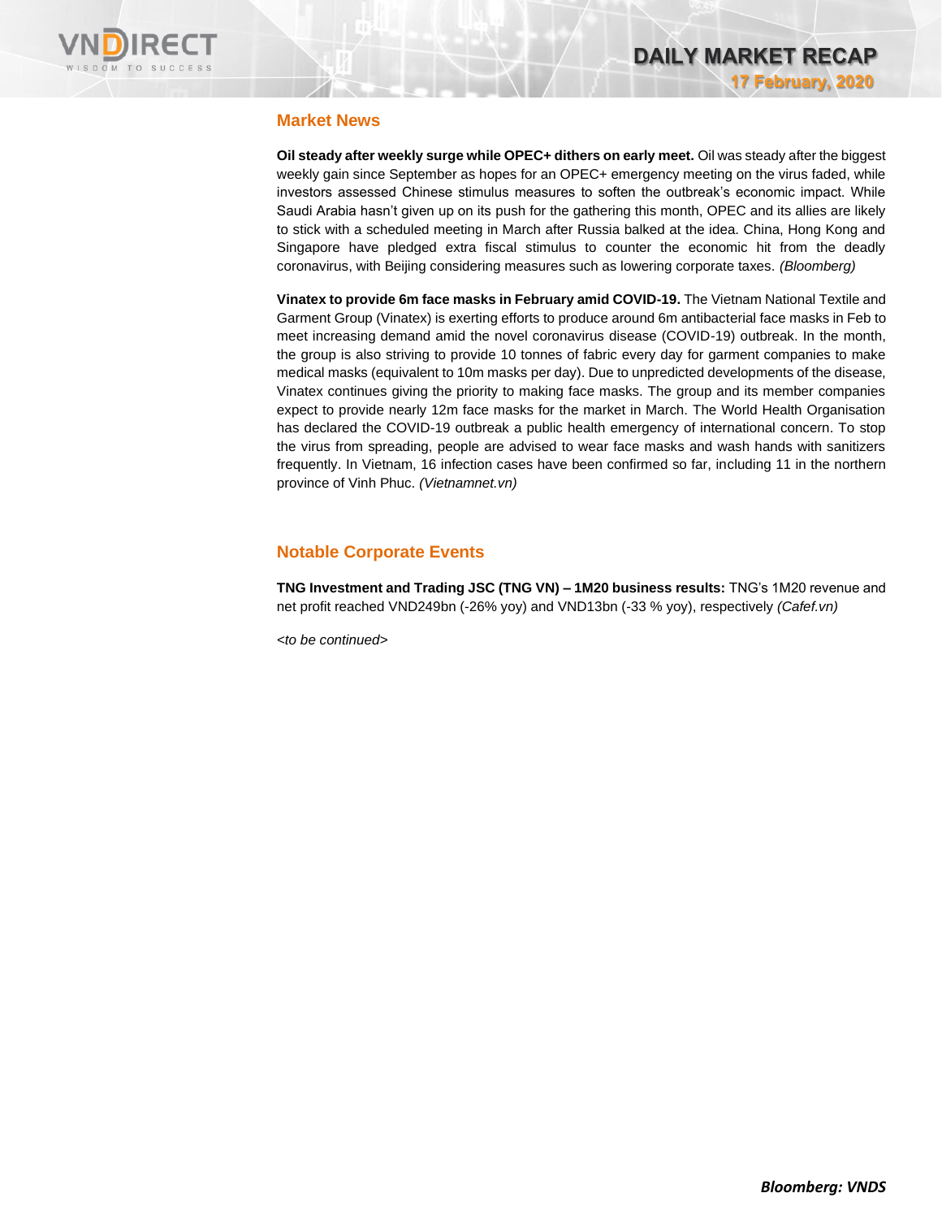## Market News

**Oil steady after weekly surge while OPEC+ dithers on early meet.** Oil was steady after the biggest weekly gain since September as hopes for an OPEC+ emergency meeting on the virus faded, while investors assessed Chinese stimulus measures to soften the outbreak's economic impact. While Saudi Arabia hasn't given up on its push for the gathering this month, OPEC and its allies are likely to stick with a scheduled meeting in March after Russia balked at the idea. China, Hong Kong and Singapore have pledged extra fiscal stimulus to counter the economic hit from the deadly coronavirus, with Beijing considering measures such as lowering corporate taxes. *(Bloomberg)*

**Vinatex to provide 6m face masks in February amid COVID-19.** The Vietnam National Textile and Garment Group (Vinatex) is exerting efforts to produce around 6m antibacterial face masks in Feb to meet increasing demand amid the novel coronavirus disease (COVID-19) outbreak. In the month, the group is also striving to provide 10 tonnes of fabric every day for garment companies to make medical masks (equivalent to 10m masks per day). Due to unpredicted developments of the disease, Vinatex continues giving the priority to making face masks. The group and its member companies expect to provide nearly 12m face masks for the market in March. The World Health Organisation has declared the COVID-19 outbreak a public health emergency of international concern. To stop the virus from spreading, people are advised to wear face masks and wash hands with sanitizers frequently. In Vietnam, 16 infection cases have been confirmed so far, including 11 in the northern province of Vinh Phuc. *(Vietnamnet.vn)*

## Notable Corporate Events

**TNG Investment and Trading JSC (TNG VN) – 1M20 business results:** TNG's 1M20 revenue and net profit reached VND249bn (-26% yoy) and VND13bn (-33 % yoy), respectively *(Cafef.vn)*

*<to be continued>*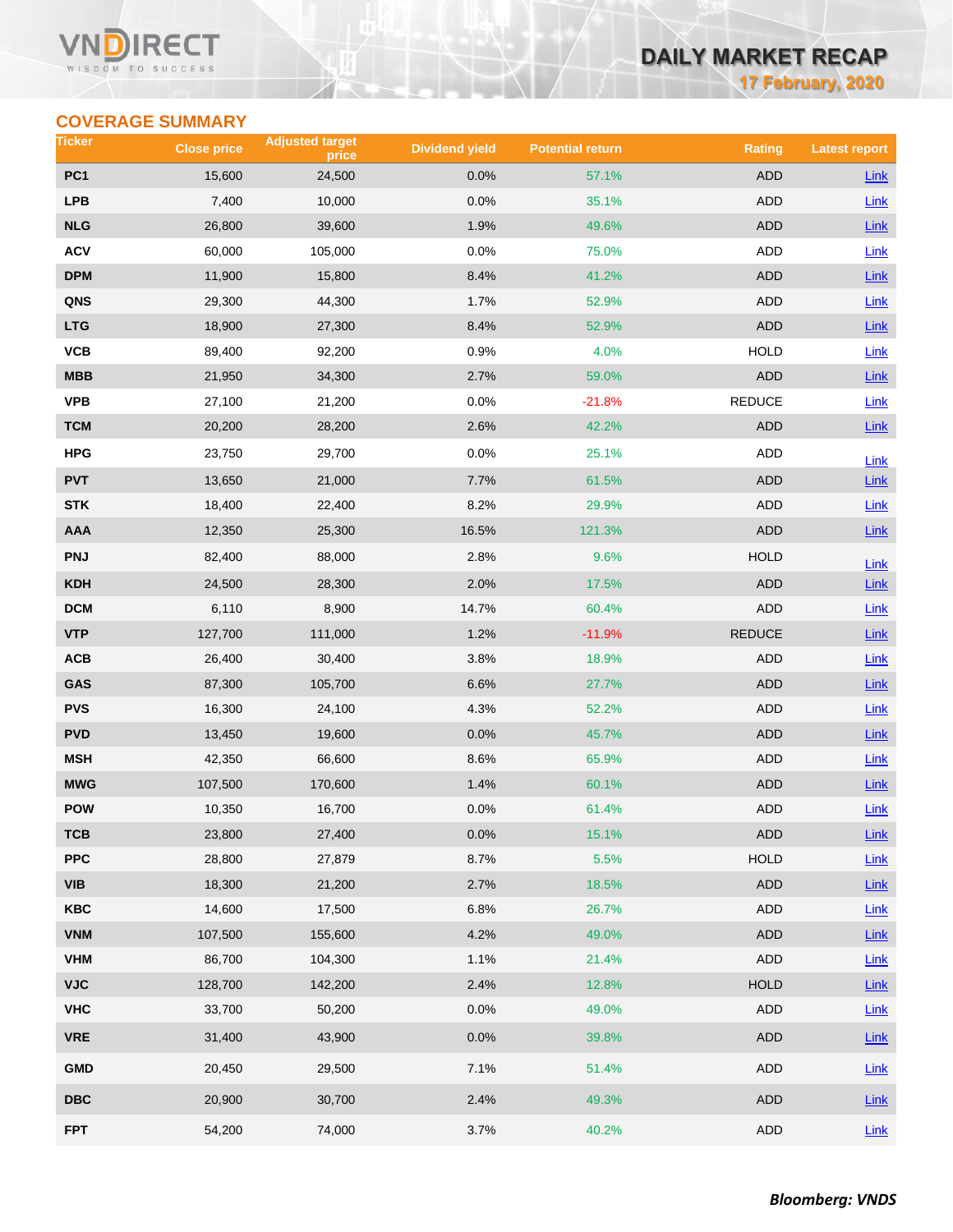# DAILY MARKET RECAP

17 February, 2020

## COVERAGE SUMMARY

| Ticker | Close price | Adjusted target price | Dividend yield | Potential return | Rating | Latest report |
|---|---|---|---|---|---|---|
| PC1 | 15,600 | 24,500 | 0.0% | 57.1% | ADD | Link |
| LPB | 7,400 | 10,000 | 0.0% | 35.1% | ADD | Link |
| NLG | 26,800 | 39,600 | 1.9% | 49.6% | ADD | Link |
| ACV | 60,000 | 105,000 | 0.0% | 75.0% | ADD | Link |
| DPM | 11,900 | 15,800 | 8.4% | 41.2% | ADD | Link |
| QNS | 29,300 | 44,300 | 1.7% | 52.9% | ADD | Link |
| LTG | 18,900 | 27,300 | 8.4% | 52.9% | ADD | Link |
| VCB | 89,400 | 92,200 | 0.9% | 4.0% | HOLD | Link |
| MBB | 21,950 | 34,300 | 2.7% | 59.0% | ADD | Link |
| VPB | 27,100 | 21,200 | 0.0% | -21.8% | REDUCE | Link |
| TCM | 20,200 | 28,200 | 2.6% | 42.2% | ADD | Link |
| HPG | 23,750 | 29,700 | 0.0% | 25.1% | ADD | Link |
| PVT | 13,650 | 21,000 | 7.7% | 61.5% | ADD | Link |
| STK | 18,400 | 22,400 | 8.2% | 29.9% | ADD | Link |
| AAA | 12,350 | 25,300 | 16.5% | 121.3% | ADD | Link |
| PNJ | 82,400 | 88,000 | 2.8% | 9.6% | HOLD | Link |
| KDH | 24,500 | 28,300 | 2.0% | 17.5% | ADD | Link |
| DCM | 6,110 | 8,900 | 14.7% | 60.4% | ADD | Link |
| VTP | 127,700 | 111,000 | 1.2% | -11.9% | REDUCE | Link |
| ACB | 26,400 | 30,400 | 3.8% | 18.9% | ADD | Link |
| GAS | 87,300 | 105,700 | 6.6% | 27.7% | ADD | Link |
| PVS | 16,300 | 24,100 | 4.3% | 52.2% | ADD | Link |
| PVD | 13,450 | 19,600 | 0.0% | 45.7% | ADD | Link |
| MSH | 42,350 | 66,600 | 8.6% | 65.9% | ADD | Link |
| MWG | 107,500 | 170,600 | 1.4% | 60.1% | ADD | Link |
| POW | 10,350 | 16,700 | 0.0% | 61.4% | ADD | Link |
| TCB | 23,800 | 27,400 | 0.0% | 15.1% | ADD | Link |
| PPC | 28,800 | 27,879 | 8.7% | 5.5% | HOLD | Link |
| VIB | 18,300 | 21,200 | 2.7% | 18.5% | ADD | Link |
| KBC | 14,600 | 17,500 | 6.8% | 26.7% | ADD | Link |
| VNM | 107,500 | 155,600 | 4.2% | 49.0% | ADD | Link |
| VHM | 86,700 | 104,300 | 1.1% | 21.4% | ADD | Link |
| VJC | 128,700 | 142,200 | 2.4% | 12.8% | HOLD | Link |
| VHC | 33,700 | 50,200 | 0.0% | 49.0% | ADD | Link |
| VRE | 31,400 | 43,900 | 0.0% | 39.8% | ADD | Link |
| GMD | 20,450 | 29,500 | 7.1% | 51.4% | ADD | Link |
| DBC | 20,900 | 30,700 | 2.4% | 49.3% | ADD | Link |
| FPT | 54,200 | 74,000 | 3.7% | 40.2% | ADD | Link |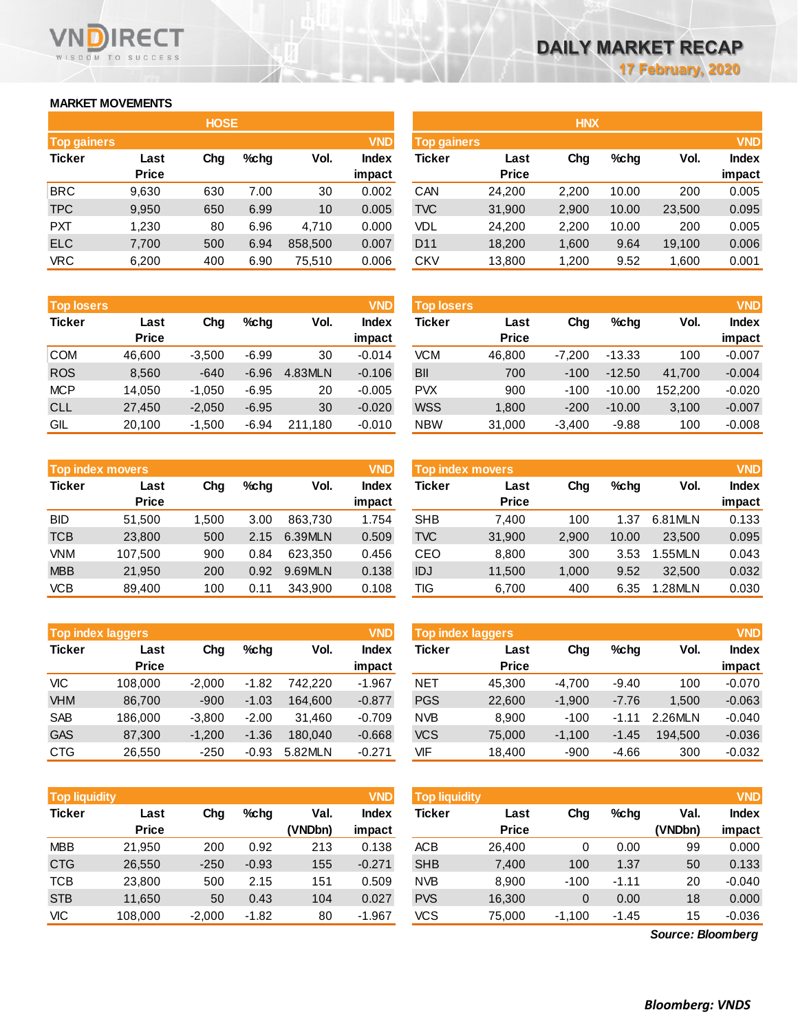# DAILY MARKET RECAP

17 February, 2020

## MARKET MOVEMENTS

### HOSE

| Top gainers | | | | | VND |
|---|---|---|---|---|---|
| Ticker | Last Price | Chg | %chg | Vol. | Index impact |
| BRC | 9,630 | 630 | 7.00 | 30 | 0.002 |
| TPC | 9,950 | 650 | 6.99 | 10 | 0.005 |
| PXT | 1,230 | 80 | 6.96 | 4,710 | 0.000 |
| ELC | 7,700 | 500 | 6.94 | 858,500 | 0.007 |
| VRC | 6,200 | 400 | 6.90 | 75,510 | 0.006 |

| Top losers | | | | | VND |
|---|---|---|---|---|---|
| Ticker | Last Price | Chg | %chg | Vol. | Index impact |
| COM | 46,600 | -3,500 | -6.99 | 30 | -0.014 |
| ROS | 8,560 | -640 | -6.96 | 4.83MLN | -0.106 |
| MCP | 14,050 | -1,050 | -6.95 | 20 | -0.005 |
| CLL | 27,450 | -2,050 | -6.95 | 30 | -0.020 |
| GIL | 20,100 | -1,500 | -6.94 | 211,180 | -0.010 |

| Top index movers | | | | | VND |
|---|---|---|---|---|---|
| Ticker | Last Price | Chg | %chg | Vol. | Index impact |
| BID | 51,500 | 1,500 | 3.00 | 863,730 | 1.754 |
| TCB | 23,800 | 500 | 2.15 | 6.39MLN | 0.509 |
| VNM | 107,500 | 900 | 0.84 | 623,350 | 0.456 |
| MBB | 21,950 | 200 | 0.92 | 9.69MLN | 0.138 |
| VCB | 89,400 | 100 | 0.11 | 343,900 | 0.108 |

| Top index laggers | | | | | VND |
|---|---|---|---|---|---|
| Ticker | Last Price | Chg | %chg | Vol. | Index impact |
| VIC | 108,000 | -2,000 | -1.82 | 742,220 | -1.967 |
| VHM | 86,700 | -900 | -1.03 | 164,600 | -0.877 |
| SAB | 186,000 | -3,800 | -2.00 | 31,460 | -0.709 |
| GAS | 87,300 | -1,200 | -1.36 | 180,040 | -0.668 |
| CTG | 26,550 | -250 | -0.93 | 5.82MLN | -0.271 |

| Top liquidity | | | | | VND |
|---|---|---|---|---|---|
| Ticker | Last Price | Chg | %chg | Val. (VNDbn) | Index impact |
| MBB | 21,950 | 200 | 0.92 | 213 | 0.138 |
| CTG | 26,550 | -250 | -0.93 | 155 | -0.271 |
| TCB | 23,800 | 500 | 2.15 | 151 | 0.509 |
| STB | 11,650 | 50 | 0.43 | 104 | 0.027 |
| VIC | 108,000 | -2,000 | -1.82 | 80 | -1.967 |

### HNX

| Top gainers | | | | | VND |
|---|---|---|---|---|---|
| Ticker | Last Price | Chg | %chg | Vol. | Index impact |
| CAN | 24,200 | 2,200 | 10.00 | 200 | 0.005 |
| TVC | 31,900 | 2,900 | 10.00 | 23,500 | 0.095 |
| VDL | 24,200 | 2,200 | 10.00 | 200 | 0.005 |
| D11 | 18,200 | 1,600 | 9.64 | 19,100 | 0.006 |
| CKV | 13,800 | 1,200 | 9.52 | 1,600 | 0.001 |

| Top losers | | | | | VND |
|---|---|---|---|---|---|
| Ticker | Last Price | Chg | %chg | Vol. | Index impact |
| VCM | 46,800 | -7,200 | -13.33 | 100 | -0.007 |
| BII | 700 | -100 | -12.50 | 41,700 | -0.004 |
| PVX | 900 | -100 | -10.00 | 152,200 | -0.020 |
| WSS | 1,800 | -200 | -10.00 | 3,100 | -0.007 |
| NBW | 31,000 | -3,400 | -9.88 | 100 | -0.008 |

| Top index movers | | | | | VND |
|---|---|---|---|---|---|
| Ticker | Last Price | Chg | %chg | Vol. | Index impact |
| SHB | 7,400 | 100 | 1.37 | 6.81MLN | 0.133 |
| TVC | 31,900 | 2,900 | 10.00 | 23,500 | 0.095 |
| CEO | 8,800 | 300 | 3.53 | 1.55MLN | 0.043 |
| IDJ | 11,500 | 1,000 | 9.52 | 32,500 | 0.032 |
| TIG | 6,700 | 400 | 6.35 | 1.28MLN | 0.030 |

| Top index laggers | | | | | VND |
|---|---|---|---|---|---|
| Ticker | Last Price | Chg | %chg | Vol. | Index impact |
| NET | 45,300 | -4,700 | -9.40 | 100 | -0.070 |
| PGS | 22,600 | -1,900 | -7.76 | 1,500 | -0.063 |
| NVB | 8,900 | -100 | -1.11 | 2.26MLN | -0.040 |
| VCS | 75,000 | -1,100 | -1.45 | 194,500 | -0.036 |
| VIF | 18,400 | -900 | -4.66 | 300 | -0.032 |

| Top liquidity | | | | | VND |
|---|---|---|---|---|---|
| Ticker | Last Price | Chg | %chg | Val. (VNDbn) | Index impact |
| ACB | 26,400 | 0 | 0.00 | 99 | 0.000 |
| SHB | 7,400 | 100 | 1.37 | 50 | 0.133 |
| NVB | 8,900 | -100 | -1.11 | 20 | -0.040 |
| PVS | 16,300 | 0 | 0.00 | 18 | 0.000 |
| VCS | 75,000 | -1,100 | -1.45 | 15 | -0.036 |

*Source: Bloomberg*

***Bloomberg: VNDS***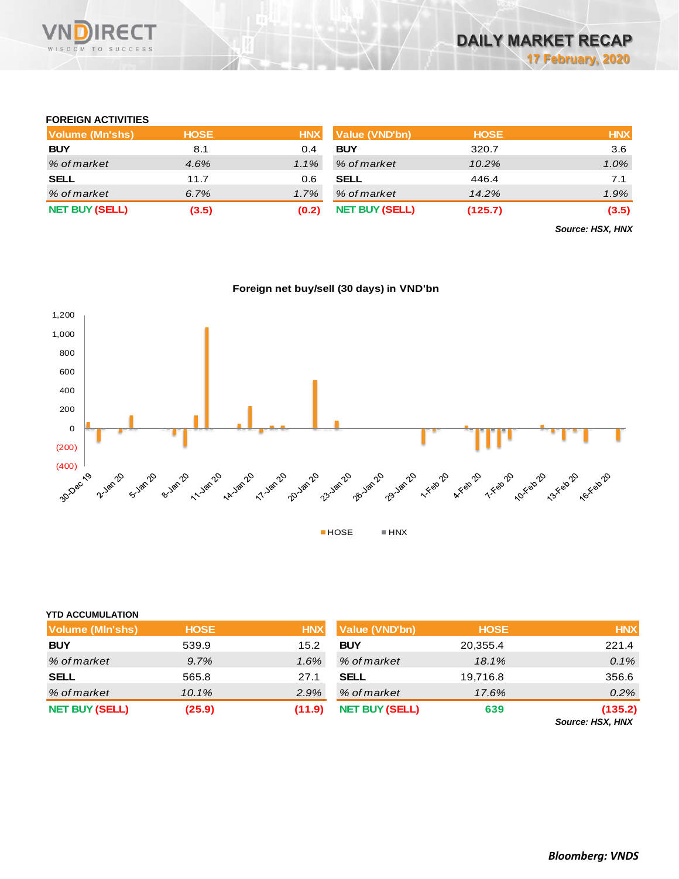## FOREIGN ACTIVITIES

| Volume (Mn'shs) | HOSE | HNX |
|---|---|---|
| **BUY** | 8.1 | 0.4 |
| *% of market* | *4.6%* | *1.1%* |
| **SELL** | 11.7 | 0.6 |
| *% of market* | *6.7%* | *1.7%* |
| **NET BUY (SELL)** | **(3.5)** | **(0.2)** |

| Value (VND'bn) | HOSE | HNX |
|---|---|---|
| **BUY** | 320.7 | 3.6 |
| *% of market* | *10.2%* | *1.0%* |
| **SELL** | 446.4 | 7.1 |
| *% of market* | *14.2%* | *1.9%* |
| **NET BUY (SELL)** | **(125.7)** | **(3.5)** |

***Source: HSX, HNX***

**Foreign net buy/sell (30 days) in VND'bn**

HOSE | HNX

## YTD ACCUMULATION

| Volume (Mln'shs) | HOSE | HNX |
|---|---|---|
| **BUY** | 539.9 | 15.2 |
| *% of market* | *9.7%* | *1.6%* |
| **SELL** | 565.8 | 27.1 |
| *% of market* | *10.1%* | *2.9%* |
| **NET BUY (SELL)** | **(25.9)** | **(11.9)** |

| Value (VND'bn) | HOSE | HNX |
|---|---|---|
| **BUY** | 20,355.4 | 221.4 |
| *% of market* | *18.1%* | *0.1%* |
| **SELL** | 19,716.8 | 356.6 |
| *% of market* | *17.6%* | *0.2%* |
| **NET BUY (SELL)** | **639** | **(135.2)** |

***Source: HSX, HNX***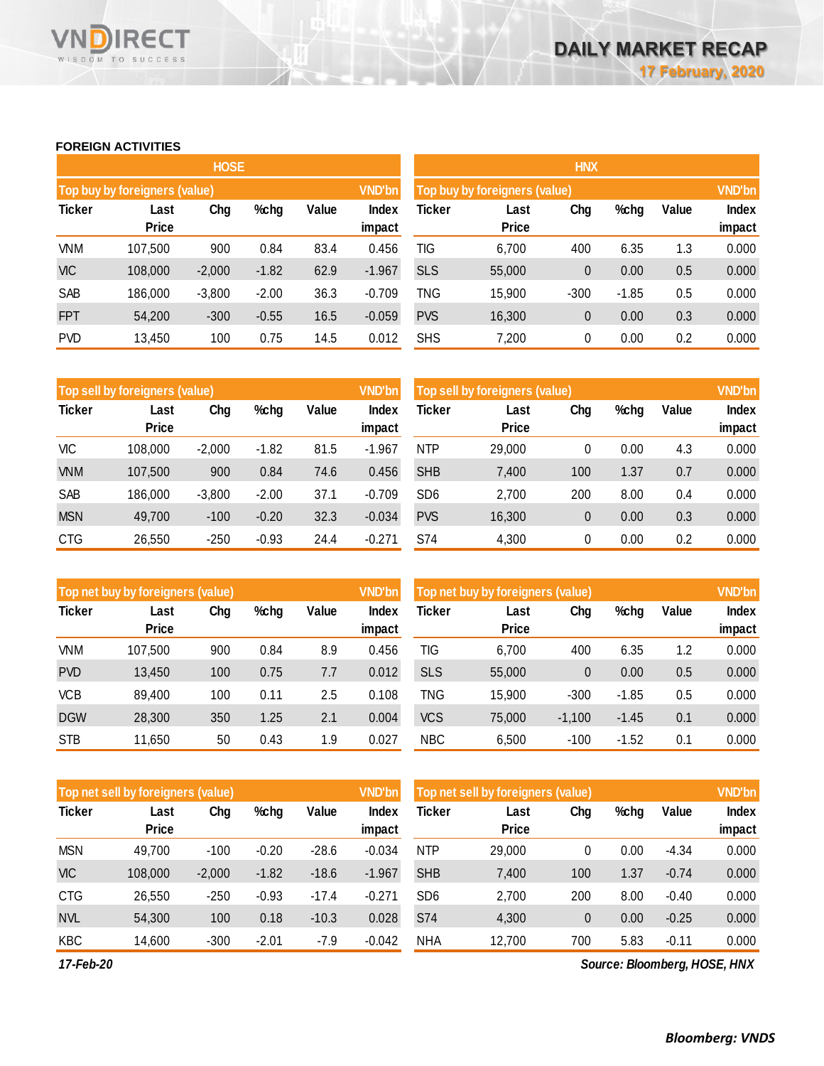## FOREIGN ACTIVITIES

### HOSE

| Top buy by foreigners (value) | | | | | VND'bn |
|---|---|---|---|---|---|
| Ticker | Last Price | Chg | %chg | Value | Index impact |
| VNM | 107,500 | 900 | 0.84 | 83.4 | 0.456 |
| VIC | 108,000 | -2,000 | -1.82 | 62.9 | -1.967 |
| SAB | 186,000 | -3,800 | -2.00 | 36.3 | -0.709 |
| FPT | 54,200 | -300 | -0.55 | 16.5 | -0.059 |
| PVD | 13,450 | 100 | 0.75 | 14.5 | 0.012 |

| Top sell by foreigners (value) | | | | | VND'bn |
|---|---|---|---|---|---|
| Ticker | Last Price | Chg | %chg | Value | Index impact |
| VIC | 108,000 | -2,000 | -1.82 | 81.5 | -1.967 |
| VNM | 107,500 | 900 | 0.84 | 74.6 | 0.456 |
| SAB | 186,000 | -3,800 | -2.00 | 37.1 | -0.709 |
| MSN | 49,700 | -100 | -0.20 | 32.3 | -0.034 |
| CTG | 26,550 | -250 | -0.93 | 24.4 | -0.271 |

| Top net buy by foreigners (value) | | | | | VND'bn |
|---|---|---|---|---|---|
| Ticker | Last Price | Chg | %chg | Value | Index impact |
| VNM | 107,500 | 900 | 0.84 | 8.9 | 0.456 |
| PVD | 13,450 | 100 | 0.75 | 7.7 | 0.012 |
| VCB | 89,400 | 100 | 0.11 | 2.5 | 0.108 |
| DGW | 28,300 | 350 | 1.25 | 2.1 | 0.004 |
| STB | 11,650 | 50 | 0.43 | 1.9 | 0.027 |

| Top net sell by foreigners (value) | | | | | VND'bn |
|---|---|---|---|---|---|
| Ticker | Last Price | Chg | %chg | Value | Index impact |
| MSN | 49,700 | -100 | -0.20 | -28.6 | -0.034 |
| VIC | 108,000 | -2,000 | -1.82 | -18.6 | -1.967 |
| CTG | 26,550 | -250 | -0.93 | -17.4 | -0.271 |
| NVL | 54,300 | 100 | 0.18 | -10.3 | 0.028 |
| KBC | 14,600 | -300 | -2.01 | -7.9 | -0.042 |

### HNX

| Top buy by foreigners (value) | | | | | VND'bn |
|---|---|---|---|---|---|
| Ticker | Last Price | Chg | %chg | Value | Index impact |
| TIG | 6,700 | 400 | 6.35 | 1.3 | 0.000 |
| SLS | 55,000 | 0 | 0.00 | 0.5 | 0.000 |
| TNG | 15,900 | -300 | -1.85 | 0.5 | 0.000 |
| PVS | 16,300 | 0 | 0.00 | 0.3 | 0.000 |
| SHS | 7,200 | 0 | 0.00 | 0.2 | 0.000 |

| Top sell by foreigners (value) | | | | | VND'bn |
|---|---|---|---|---|---|
| Ticker | Last Price | Chg | %chg | Value | Index impact |
| NTP | 29,000 | 0 | 0.00 | 4.3 | 0.000 |
| SHB | 7,400 | 100 | 1.37 | 0.7 | 0.000 |
| SD6 | 2,700 | 200 | 8.00 | 0.4 | 0.000 |
| PVS | 16,300 | 0 | 0.00 | 0.3 | 0.000 |
| S74 | 4,300 | 0 | 0.00 | 0.2 | 0.000 |

| Top net buy by foreigners (value) | | | | | VND'bn |
|---|---|---|---|---|---|
| Ticker | Last Price | Chg | %chg | Value | Index impact |
| TIG | 6,700 | 400 | 6.35 | 1.2 | 0.000 |
| SLS | 55,000 | 0 | 0.00 | 0.5 | 0.000 |
| TNG | 15,900 | -300 | -1.85 | 0.5 | 0.000 |
| VCS | 75,000 | -1,100 | -1.45 | 0.1 | 0.000 |
| NBC | 6,500 | -100 | -1.52 | 0.1 | 0.000 |

| Top net sell by foreigners (value) | | | | | VND'bn |
|---|---|---|---|---|---|
| Ticker | Last Price | Chg | %chg | Value | Index impact |
| NTP | 29,000 | 0 | 0.00 | -4.34 | 0.000 |
| SHB | 7,400 | 100 | 1.37 | -0.74 | 0.000 |
| SD6 | 2,700 | 200 | 8.00 | -0.40 | 0.000 |
| S74 | 4,300 | 0 | 0.00 | -0.25 | 0.000 |
| NHA | 12,700 | 700 | 5.83 | -0.11 | 0.000 |

*17-Feb-20*

*Source: Bloomberg, HOSE, HNX*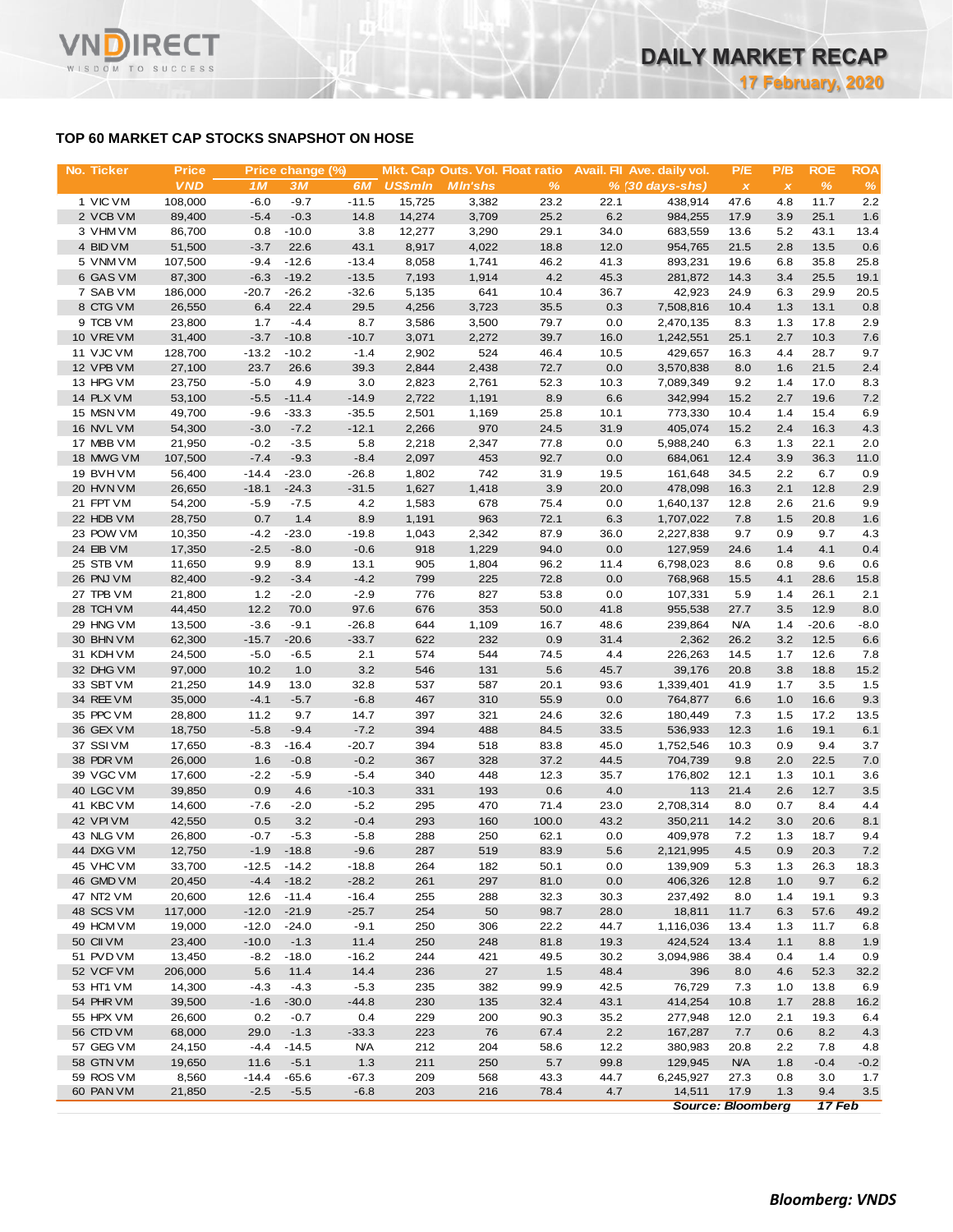## TOP 60 MARKET CAP STOCKS SNAPSHOT ON HOSE

| No. | Ticker | Price | Price change (%) | | | Mkt. Cap | Outs. Vol. | Float ratio | Avail. FII | Ave. daily vol. | P/E | P/B | ROE | ROA |
|---|---|---|---|---|---|---|---|---|---|---|---|---|---|---|
| | | VND | 1M | 3M | 6M | US$mln | Mln'shs | % | % | (30 days-shs) | x | x | % | % |
| 1 | VIC VM | 108,000 | -6.0 | -9.7 | -11.5 | 15,725 | 3,382 | 23.2 | 22.1 | 438,914 | 47.6 | 4.8 | 11.7 | 2.2 |
| 2 | VCB VM | 89,400 | -5.4 | -0.3 | 14.8 | 14,274 | 3,709 | 25.2 | 6.2 | 984,255 | 17.9 | 3.9 | 25.1 | 1.6 |
| 3 | VHM VM | 86,700 | 0.8 | -10.0 | 3.8 | 12,277 | 3,290 | 29.1 | 34.0 | 683,559 | 13.6 | 5.2 | 43.1 | 13.4 |
| 4 | BID VM | 51,500 | -3.7 | 22.6 | 43.1 | 8,917 | 4,022 | 18.8 | 12.0 | 954,765 | 21.5 | 2.8 | 13.5 | 0.6 |
| 5 | VNM VM | 107,500 | -9.4 | -12.6 | -13.4 | 8,058 | 1,741 | 46.2 | 41.3 | 893,231 | 19.6 | 6.8 | 35.8 | 25.8 |
| 6 | GAS VM | 87,300 | -6.3 | -19.2 | -13.5 | 7,193 | 1,914 | 4.2 | 45.3 | 281,872 | 14.3 | 3.4 | 25.5 | 19.1 |
| 7 | SAB VM | 186,000 | -20.7 | -26.2 | -32.6 | 5,135 | 641 | 10.4 | 36.7 | 42,923 | 24.9 | 6.3 | 29.9 | 20.5 |
| 8 | CTG VM | 26,550 | 6.4 | 22.4 | 29.5 | 4,256 | 3,723 | 35.5 | 0.3 | 7,508,816 | 10.4 | 1.3 | 13.1 | 0.8 |
| 9 | TCB VM | 23,800 | 1.7 | -4.4 | 8.7 | 3,586 | 3,500 | 79.7 | 0.0 | 2,470,135 | 8.3 | 1.3 | 17.8 | 2.9 |
| 10 | VRE VM | 31,400 | -3.7 | -10.8 | -10.7 | 3,071 | 2,272 | 39.7 | 16.0 | 1,242,551 | 25.1 | 2.7 | 10.3 | 7.6 |
| 11 | VJC VM | 128,700 | -13.2 | -10.2 | -1.4 | 2,902 | 524 | 46.4 | 10.5 | 429,657 | 16.3 | 4.4 | 28.7 | 9.7 |
| 12 | VPB VM | 27,100 | 23.7 | 26.6 | 39.3 | 2,844 | 2,438 | 72.7 | 0.0 | 3,570,838 | 8.0 | 1.6 | 21.5 | 2.4 |
| 13 | HPG VM | 23,750 | -5.0 | 4.9 | 3.0 | 2,823 | 2,761 | 52.3 | 10.3 | 7,089,349 | 9.2 | 1.4 | 17.0 | 8.3 |
| 14 | PLX VM | 53,100 | -5.5 | -11.4 | -14.9 | 2,722 | 1,191 | 8.9 | 6.6 | 342,994 | 15.2 | 2.7 | 19.6 | 7.2 |
| 15 | MSN VM | 49,700 | -9.6 | -33.3 | -35.5 | 2,501 | 1,169 | 25.8 | 10.1 | 773,330 | 10.4 | 1.4 | 15.4 | 6.9 |
| 16 | NVL VM | 54,300 | -3.0 | -7.2 | -12.1 | 2,266 | 970 | 24.5 | 31.9 | 405,074 | 15.2 | 2.4 | 16.3 | 4.3 |
| 17 | MBB VM | 21,950 | -0.2 | -3.5 | 5.8 | 2,218 | 2,347 | 77.8 | 0.0 | 5,988,240 | 6.3 | 1.3 | 22.1 | 2.0 |
| 18 | MWG VM | 107,500 | -7.4 | -9.3 | -8.4 | 2,097 | 453 | 92.7 | 0.0 | 684,061 | 12.4 | 3.9 | 36.3 | 11.0 |
| 19 | BVH VM | 56,400 | -14.4 | -23.0 | -26.8 | 1,802 | 742 | 31.9 | 19.5 | 161,648 | 34.5 | 2.2 | 6.7 | 0.9 |
| 20 | HVN VM | 26,650 | -18.1 | -24.3 | -31.5 | 1,627 | 1,418 | 3.9 | 20.0 | 478,098 | 16.3 | 2.1 | 12.8 | 2.9 |
| 21 | FPT VM | 54,200 | -5.9 | -7.5 | 4.2 | 1,583 | 678 | 75.4 | 0.0 | 1,640,137 | 12.8 | 2.6 | 21.6 | 9.9 |
| 22 | HDB VM | 28,750 | 0.7 | 1.4 | 8.9 | 1,191 | 963 | 72.1 | 6.3 | 1,707,022 | 7.8 | 1.5 | 20.8 | 1.6 |
| 23 | POW VM | 10,350 | -4.2 | -23.0 | -19.8 | 1,043 | 2,342 | 87.9 | 36.0 | 2,227,838 | 9.7 | 0.9 | 9.7 | 4.3 |
| 24 | EIB VM | 17,350 | -2.5 | -8.0 | -0.6 | 918 | 1,229 | 94.0 | 0.0 | 127,959 | 24.6 | 1.4 | 4.1 | 0.4 |
| 25 | STB VM | 11,650 | 9.9 | 8.9 | 13.1 | 905 | 1,804 | 96.2 | 11.4 | 6,798,023 | 8.6 | 0.8 | 9.6 | 0.6 |
| 26 | PNJ VM | 82,400 | -9.2 | -3.4 | -4.2 | 799 | 225 | 72.8 | 0.0 | 768,968 | 15.5 | 4.1 | 28.6 | 15.8 |
| 27 | TPB VM | 21,800 | 1.2 | -2.0 | -2.9 | 776 | 827 | 53.8 | 0.0 | 107,331 | 5.9 | 1.4 | 26.1 | 2.1 |
| 28 | TCH VM | 44,450 | 12.2 | 70.0 | 97.6 | 676 | 353 | 50.0 | 41.8 | 955,538 | 27.7 | 3.5 | 12.9 | 8.0 |
| 29 | HNG VM | 13,500 | -3.6 | -9.1 | -26.8 | 644 | 1,109 | 16.7 | 48.6 | 239,864 | N/A | 1.4 | -20.6 | -8.0 |
| 30 | BHN VM | 62,300 | -15.7 | -20.6 | -33.7 | 622 | 232 | 0.9 | 31.4 | 2,362 | 26.2 | 3.2 | 12.5 | 6.6 |
| 31 | KDH VM | 24,500 | -5.0 | -6.5 | 2.1 | 574 | 544 | 74.5 | 4.4 | 226,263 | 14.5 | 1.7 | 12.6 | 7.8 |
| 32 | DHG VM | 97,000 | 10.2 | 1.0 | 3.2 | 546 | 131 | 5.6 | 45.7 | 39,176 | 20.8 | 3.8 | 18.8 | 15.2 |
| 33 | SBT VM | 21,250 | 14.9 | 13.0 | 32.8 | 537 | 587 | 20.1 | 93.6 | 1,339,401 | 41.9 | 1.7 | 3.5 | 1.5 |
| 34 | REE VM | 35,000 | -4.1 | -5.7 | -6.8 | 467 | 310 | 55.9 | 0.0 | 764,877 | 6.6 | 1.0 | 16.6 | 9.3 |
| 35 | PPC VM | 28,800 | 11.2 | 9.7 | 14.7 | 397 | 321 | 24.6 | 32.6 | 180,449 | 7.3 | 1.5 | 17.2 | 13.5 |
| 36 | GEX VM | 18,750 | -5.8 | -9.4 | -7.2 | 394 | 488 | 84.5 | 33.5 | 536,933 | 12.3 | 1.6 | 19.1 | 6.1 |
| 37 | SSI VM | 17,650 | -8.3 | -16.4 | -20.7 | 394 | 518 | 83.8 | 45.0 | 1,752,546 | 10.3 | 0.9 | 9.4 | 3.7 |
| 38 | PDR VM | 26,000 | 1.6 | -0.8 | -0.2 | 367 | 328 | 37.2 | 44.5 | 704,739 | 9.8 | 2.0 | 22.5 | 7.0 |
| 39 | VGC VM | 17,600 | -2.2 | -5.9 | -5.4 | 340 | 448 | 12.3 | 35.7 | 176,802 | 12.1 | 1.3 | 10.1 | 3.6 |
| 40 | LGC VM | 39,850 | 0.9 | 4.6 | -10.3 | 331 | 193 | 0.6 | 4.0 | 113 | 21.4 | 2.6 | 12.7 | 3.5 |
| 41 | KBC VM | 14,600 | -7.6 | -2.0 | -5.2 | 295 | 470 | 71.4 | 23.0 | 2,708,314 | 8.0 | 0.7 | 8.4 | 4.4 |
| 42 | VPI VM | 42,550 | 0.5 | 3.2 | -0.4 | 293 | 160 | 100.0 | 43.2 | 350,211 | 14.2 | 3.0 | 20.6 | 8.1 |
| 43 | NLG VM | 26,800 | -0.7 | -5.3 | -5.8 | 288 | 250 | 62.1 | 0.0 | 409,978 | 7.2 | 1.3 | 18.7 | 9.4 |
| 44 | DXG VM | 12,750 | -1.9 | -18.8 | -9.6 | 287 | 519 | 83.9 | 5.6 | 2,121,995 | 4.5 | 0.9 | 20.3 | 7.2 |
| 45 | VHC VM | 33,700 | -12.5 | -14.2 | -18.8 | 264 | 182 | 50.1 | 0.0 | 139,909 | 5.3 | 1.3 | 26.3 | 18.3 |
| 46 | GMD VM | 20,450 | -4.4 | -18.2 | -28.2 | 261 | 297 | 81.0 | 0.0 | 406,326 | 12.8 | 1.0 | 9.7 | 6.2 |
| 47 | NT2 VM | 20,600 | 12.6 | -11.4 | -16.4 | 255 | 288 | 32.3 | 30.3 | 237,492 | 8.0 | 1.4 | 19.1 | 9.3 |
| 48 | SCS VM | 117,000 | -12.0 | -21.9 | -25.7 | 254 | 50 | 98.7 | 28.0 | 18,811 | 11.7 | 6.3 | 57.6 | 49.2 |
| 49 | HCM VM | 19,000 | -12.0 | -24.0 | -9.1 | 250 | 306 | 22.2 | 44.7 | 1,116,036 | 13.4 | 1.3 | 11.7 | 6.8 |
| 50 | CII VM | 23,400 | -10.0 | -1.3 | 11.4 | 250 | 248 | 81.8 | 19.3 | 424,524 | 13.4 | 1.1 | 8.8 | 1.9 |
| 51 | PVD VM | 13,450 | -8.2 | -18.0 | -16.2 | 244 | 421 | 49.5 | 30.2 | 3,094,986 | 38.4 | 0.4 | 1.4 | 0.9 |
| 52 | VCF VM | 206,000 | 5.6 | 11.4 | 14.4 | 236 | 27 | 1.5 | 48.4 | 396 | 8.0 | 4.6 | 52.3 | 32.2 |
| 53 | HT1 VM | 14,300 | -4.3 | -4.3 | -5.3 | 235 | 382 | 99.9 | 42.5 | 76,729 | 7.3 | 1.0 | 13.8 | 6.9 |
| 54 | PHR VM | 39,500 | -1.6 | -30.0 | -44.8 | 230 | 135 | 32.4 | 43.1 | 414,254 | 10.8 | 1.7 | 28.8 | 16.2 |
| 55 | HPX VM | 26,600 | 0.2 | -0.7 | 0.4 | 229 | 200 | 90.3 | 35.2 | 277,948 | 12.0 | 2.1 | 19.3 | 6.4 |
| 56 | CTD VM | 68,000 | 29.0 | -1.3 | -33.3 | 223 | 76 | 67.4 | 2.2 | 167,287 | 7.7 | 0.6 | 8.2 | 4.3 |
| 57 | GEG VM | 24,150 | -4.4 | -14.5 | N/A | 212 | 204 | 58.6 | 12.2 | 380,983 | 20.8 | 2.2 | 7.8 | 4.8 |
| 58 | GTN VM | 19,650 | 11.6 | -5.1 | 1.3 | 211 | 250 | 5.7 | 99.8 | 129,945 | N/A | 1.8 | -0.4 | -0.2 |
| 59 | ROS VM | 8,560 | -14.4 | -65.6 | -67.3 | 209 | 568 | 43.3 | 44.7 | 6,245,927 | 27.3 | 0.8 | 3.0 | 1.7 |
| 60 | PAN VM | 21,850 | -2.5 | -5.5 | -6.8 | 203 | 216 | 78.4 | 4.7 | 14,511 | 17.9 | 1.3 | 9.4 | 3.5 |

*Source: Bloomberg* *17 Feb*

***Bloomberg: VNDS***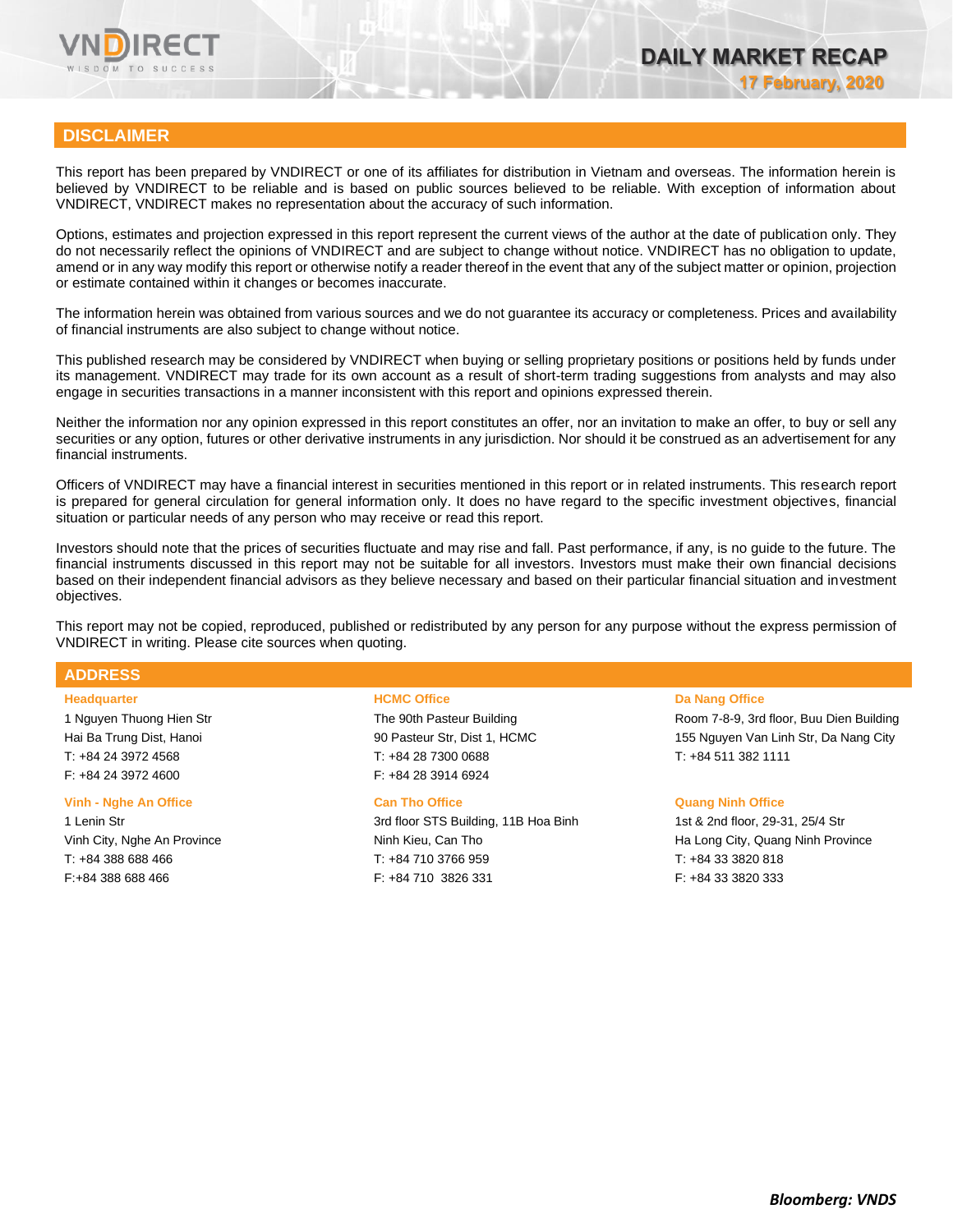# DISCLAIMER

This report has been prepared by VNDIRECT or one of its affiliates for distribution in Vietnam and overseas. The information herein is believed by VNDIRECT to be reliable and is based on public sources believed to be reliable. With exception of information about VNDIRECT, VNDIRECT makes no representation about the accuracy of such information.

Options, estimates and projection expressed in this report represent the current views of the author at the date of publication only. They do not necessarily reflect the opinions of VNDIRECT and are subject to change without notice. VNDIRECT has no obligation to update, amend or in any way modify this report or otherwise notify a reader thereof in the event that any of the subject matter or opinion, projection or estimate contained within it changes or becomes inaccurate.

The information herein was obtained from various sources and we do not guarantee its accuracy or completeness. Prices and availability of financial instruments are also subject to change without notice.

This published research may be considered by VNDIRECT when buying or selling proprietary positions or positions held by funds under its management. VNDIRECT may trade for its own account as a result of short-term trading suggestions from analysts and may also engage in securities transactions in a manner inconsistent with this report and opinions expressed therein.

Neither the information nor any opinion expressed in this report constitutes an offer, nor an invitation to make an offer, to buy or sell any securities or any option, futures or other derivative instruments in any jurisdiction. Nor should it be construed as an advertisement for any financial instruments.

Officers of VNDIRECT may have a financial interest in securities mentioned in this report or in related instruments. This research report is prepared for general circulation for general information only. It does no have regard to the specific investment objectives, financial situation or particular needs of any person who may receive or read this report.

Investors should note that the prices of securities fluctuate and may rise and fall. Past performance, if any, is no guide to the future. The financial instruments discussed in this report may not be suitable for all investors. Investors must make their own financial decisions based on their independent financial advisors as they believe necessary and based on their particular financial situation and investment objectives.

This report may not be copied, reproduced, published or redistributed by any person for any purpose without the express permission of VNDIRECT in writing. Please cite sources when quoting.

# ADDRESS

**Headquarter**
1 Nguyen Thuong Hien Str
Hai Ba Trung Dist, Hanoi
T: +84 24 3972 4568
F: +84 24 3972 4600

**HCMC Office**
The 90th Pasteur Building
90 Pasteur Str, Dist 1, HCMC
T: +84 28 7300 0688
F: +84 28 3914 6924

**Da Nang Office**
Room 7-8-9, 3rd floor, Buu Dien Building
155 Nguyen Van Linh Str, Da Nang City
T: +84 511 382 1111

**Vinh - Nghe An Office**
1 Lenin Str
Vinh City, Nghe An Province
T: +84 388 688 466
F:+84 388 688 466

**Can Tho Office**
3rd floor STS Building, 11B Hoa Binh
Ninh Kieu, Can Tho
T: +84 710 3766 959
F: +84 710 3826 331

**Quang Ninh Office**
1st & 2nd floor, 29-31, 25/4 Str
Ha Long City, Quang Ninh Province
T: +84 33 3820 818
F: +84 33 3820 333

***Bloomberg: VNDS***